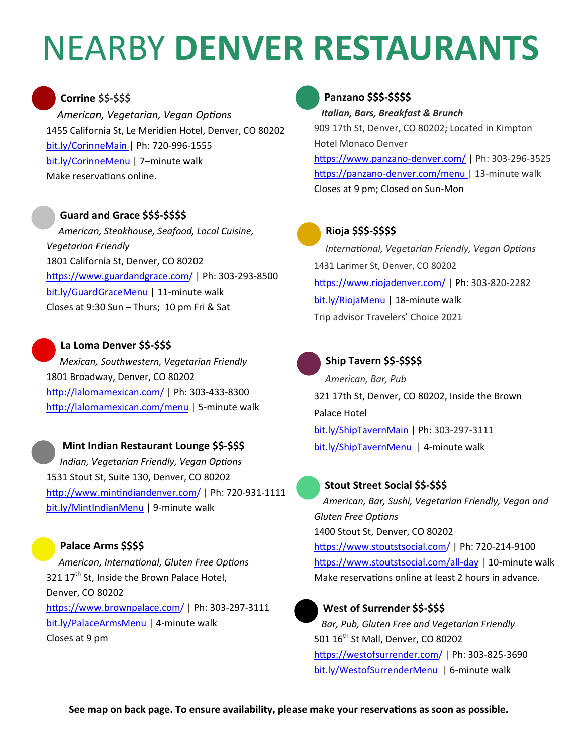# NEARBY **DENVER RESTAURANTS**

### Corrine $$-$$$

*American, Vegetarian, Vegan Options*

1455 California St, Le Meridien Hotel, Denver, CO 80202

bit.ly/CorinneMain | Ph: 720-996-1555

bit.ly/CorinneMenu | 7–minute walk

Make reservations online.

### Guard and Grace $$$-$$$$

*American, Steakhouse, Seafood, Local Cuisine, Vegetarian Friendly*

1801 California St, Denver, CO 80202

https://www.guardandgrace.com/ | Ph: 303-293-8500

bit.ly/GuardGraceMenu | 11-minute walk

Closes at 9:30 Sun – Thurs; 10 pm Fri & Sat

### La Loma Denver $$-$$$

*Mexican, Southwestern, Vegetarian Friendly*

1801 Broadway, Denver, CO 80202

http://lalomamexican.com/ | Ph: 303-433-8300

http://lalomamexican.com/menu | 5-minute walk

### Mint Indian Restaurant Lounge $$-$$$

*Indian, Vegetarian Friendly, Vegan Options*

1531 Stout St, Suite 130, Denver, CO 80202

http://www.mintindiandenver.com/ | Ph: 720-931-1111

bit.ly/MintIndianMenu | 9-minute walk

### Palace Arms $$$$

*American, International, Gluten Free Options*

321 17th St, Inside the Brown Palace Hotel, Denver, CO 80202

https://www.brownpalace.com/ | Ph: 303-297-3111

bit.ly/PalaceArmsMenu | 4-minute walk

Closes at 9 pm

### Panzano $$$-$$$$

***Italian, Bars, Breakfast & Brunch***

909 17th St, Denver, CO 80202; Located in Kimpton Hotel Monaco Denver

https://www.panzano-denver.com/ | Ph: 303-296-3525

https://panzano-denver.com/menu | 13-minute walk

Closes at 9 pm; Closed on Sun-Mon

### Rioja $$$-$$$$

*International, Vegetarian Friendly, Vegan Options*

1431 Larimer St, Denver, CO 80202

https://www.riojadenver.com/ | Ph: 303-820-2282

bit.ly/RiojaMenu | 18-minute walk

Trip advisor Travelers' Choice 2021

### Ship Tavern $$-$$$$

*American, Bar, Pub*

321 17th St, Denver, CO 80202, Inside the Brown Palace Hotel

bit.ly/ShipTavernMain | Ph: 303-297-3111

bit.ly/ShipTavernMenu | 4-minute walk

### Stout Street Social $$-$$$

*American, Bar, Sushi, Vegetarian Friendly, Vegan and Gluten Free Options*

1400 Stout St, Denver, CO 80202

https://www.stoutstsocial.com/ | Ph: 720-214-9100

https://www.stoutstsocial.com/all-day | 10-minute walk

Make reservations online at least 2 hours in advance.

### West of Surrender $$-$$$

*Bar, Pub, Gluten Free and Vegetarian Friendly*

501 16th St Mall, Denver, CO 80202

https://westofsurrender.com/ | Ph: 303-825-3690

bit.ly/WestofSurrenderMenu | 6-minute walk

**See map on back page. To ensure availability, please make your reservations as soon as possible.**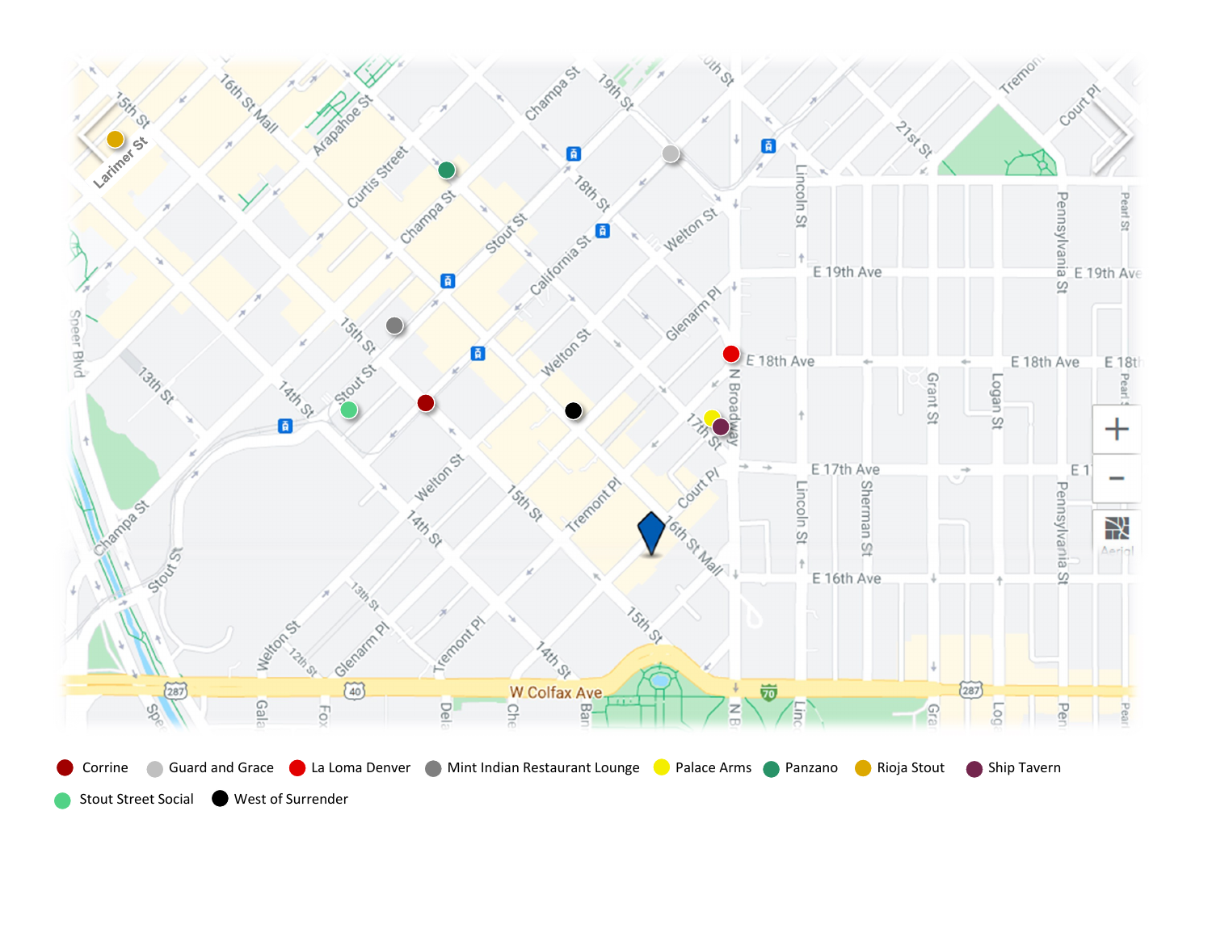Corrine
Guard and Grace
La Loma Denver
Mint Indian Restaurant Lounge
Palace Arms
Panzano
Rioja Stout
Ship Tavern
Stout Street Social
West of Surrender